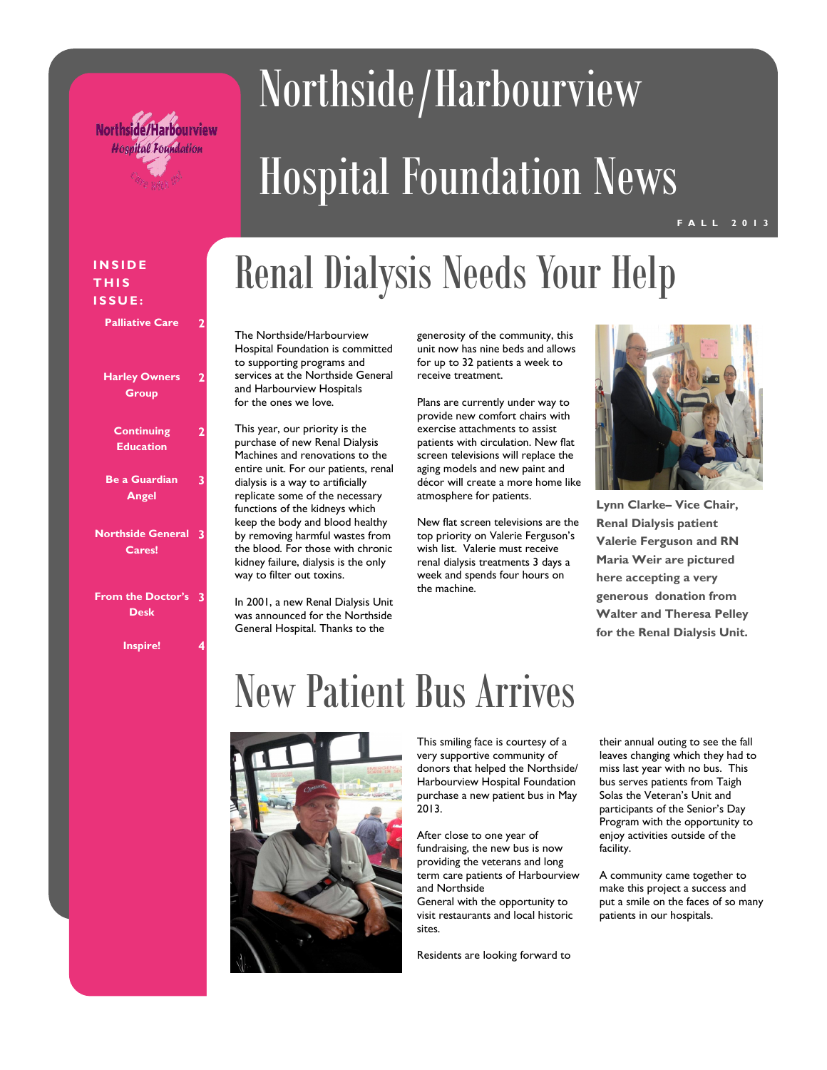Northside/Harbourview Hospital Foundation

# Northside/Harbourview Hospital Foundation News

FALL 2013

**INSIDE THIS ISSUE:**

| | |
|---|---|
| Palliative Care | 2 |
| Harley Owners Group | 2 |
| Continuing Education | 2 |
| Be a Guardian Angel | 3 |
| Northside General Cares! | 3 |
| From the Doctor's Desk | 3 |
| Inspire! | 4 |

## Renal Dialysis Needs Your Help

The Northside/Harbourview Hospital Foundation is committed to supporting programs and services at the Northside General and Harbourview Hospitals for the ones we love.

This year, our priority is the purchase of new Renal Dialysis Machines and renovations to the entire unit. For our patients, renal dialysis is a way to artificially replicate some of the necessary functions of the kidneys which keep the body and blood healthy by removing harmful wastes from the blood. For those with chronic kidney failure, dialysis is the only way to filter out toxins.

In 2001, a new Renal Dialysis Unit was announced for the Northside General Hospital. Thanks to the generosity of the community, this unit now has nine beds and allows for up to 32 patients a week to receive treatment.

Plans are currently under way to provide new comfort chairs with exercise attachments to assist patients with circulation. New flat screen televisions will replace the aging models and new paint and décor will create a more home like atmosphere for patients.

New flat screen televisions are the top priority on Valerie Ferguson's wish list. Valerie must receive renal dialysis treatments 3 days a week and spends four hours on the machine.

**Lynn Clarke– Vice Chair, Renal Dialysis patient Valerie Ferguson and RN Maria Weir are pictured here accepting a very generous donation from Walter and Theresa Pelley for the Renal Dialysis Unit.**

## New Patient Bus Arrives

This smiling face is courtesy of a very supportive community of donors that helped the Northside/ Harbourview Hospital Foundation purchase a new patient bus in May 2013.

After close to one year of fundraising, the new bus is now providing the veterans and long term care patients of Harbourview and Northside General with the opportunity to visit restaurants and local historic sites.

Residents are looking forward to their annual outing to see the fall leaves changing which they had to miss last year with no bus. This bus serves patients from Taigh Solas the Veteran's Unit and participants of the Senior's Day Program with the opportunity to enjoy activities outside of the facility.

A community came together to make this project a success and put a smile on the faces of so many patients in our hospitals.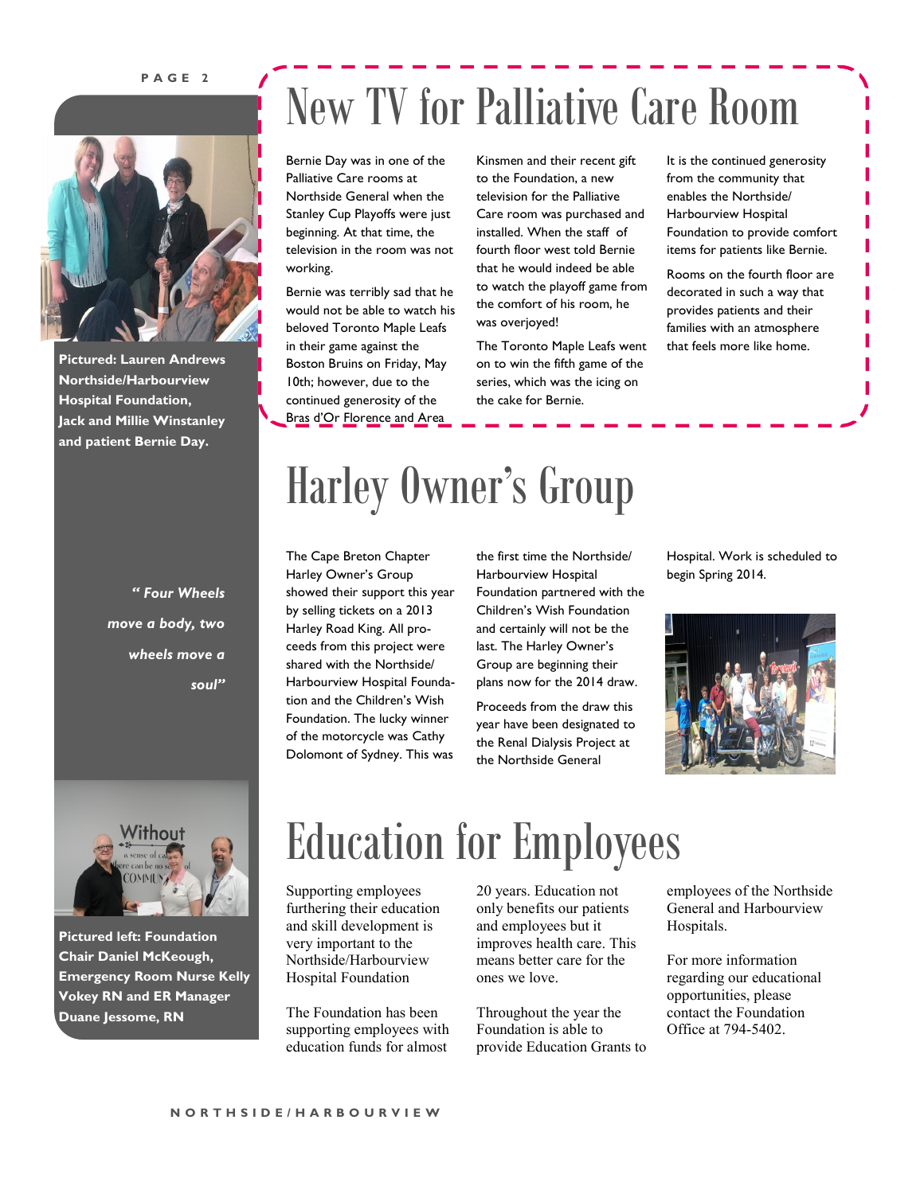# New TV for Palliative Care Room

Bernie Day was in one of the Palliative Care rooms at Northside General when the Stanley Cup Playoffs were just beginning. At that time, the television in the room was not working.

Bernie was terribly sad that he would not be able to watch his beloved Toronto Maple Leafs in their game against the Boston Bruins on Friday, May 10th; however, due to the continued generosity of the Bras d'Or Florence and Area Kinsmen and their recent gift to the Foundation, a new television for the Palliative Care room was purchased and installed. When the staff of fourth floor west told Bernie that he would indeed be able to watch the playoff game from the comfort of his room, he was overjoyed!

The Toronto Maple Leafs went on to win the fifth game of the series, which was the icing on the cake for Bernie.

It is the continued generosity from the community that enables the Northside/ Harbourview Hospital Foundation to provide comfort items for patients like Bernie.

Rooms on the fourth floor are decorated in such a way that provides patients and their families with an atmosphere that feels more like home.

**Pictured: Lauren Andrews Northside/Harbourview Hospital Foundation, Jack and Millie Winstanley and patient Bernie Day.**

# Harley Owner's Group

The Cape Breton Chapter Harley Owner's Group showed their support this year by selling tickets on a 2013 Harley Road King. All proceeds from this project were shared with the Northside/ Harbourview Hospital Foundation and the Children's Wish Foundation. The lucky winner of the motorcycle was Cathy Dolomont of Sydney. This was the first time the Northside/ Harbourview Hospital Foundation partnered with the Children's Wish Foundation and certainly will not be the last. The Harley Owner's Group are beginning their plans now for the 2014 draw.

Proceeds from the draw this year have been designated to the Renal Dialysis Project at the Northside General Hospital. Work is scheduled to begin Spring 2014.

***" Four Wheels move a body, two wheels move a soul"***

# Education for Employees

Supporting employees furthering their education and skill development is very important to the Northside/Harbourview Hospital Foundation

The Foundation has been supporting employees with education funds for almost 20 years. Education not only benefits our patients and employees but it improves health care. This means better care for the ones we love.

Throughout the year the Foundation is able to provide Education Grants to employees of the Northside General and Harbourview Hospitals.

For more information regarding our educational opportunities, please contact the Foundation Office at 794-5402.

**Pictured left: Foundation Chair Daniel McKeough, Emergency Room Nurse Kelly Vokey RN and ER Manager Duane Jessome, RN**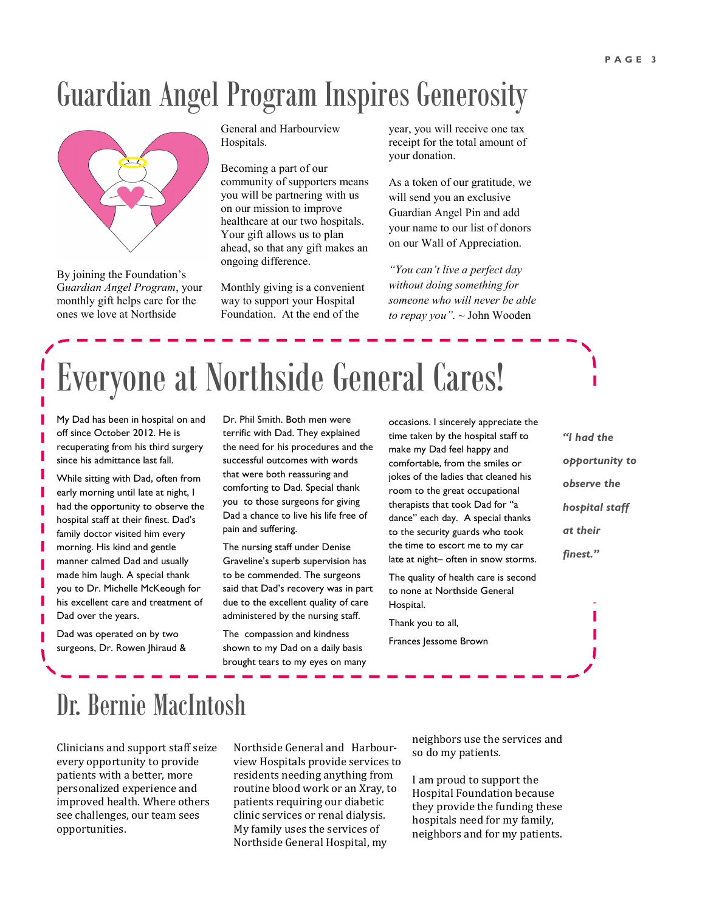# Guardian Angel Program Inspires Generosity

By joining the Foundation's *Guardian Angel Program*, your monthly gift helps care for the ones we love at Northside General and Harbourview Hospitals.

Becoming a part of our community of supporters means you will be partnering with us on our mission to improve healthcare at our two hospitals. Your gift allows us to plan ahead, so that any gift makes an ongoing difference.

Monthly giving is a convenient way to support your Hospital Foundation. At the end of the year, you will receive one tax receipt for the total amount of your donation.

As a token of our gratitude, we will send you an exclusive Guardian Angel Pin and add your name to our list of donors on our Wall of Appreciation.

*"You can't live a perfect day without doing something for someone who will never be able to repay you".* ~ John Wooden

# Everyone at Northside General Cares!

My Dad has been in hospital on and off since October 2012. He is recuperating from his third surgery since his admittance last fall.

While sitting with Dad, often from early morning until late at night, I had the opportunity to observe the hospital staff at their finest. Dad's family doctor visited him every morning. His kind and gentle manner calmed Dad and usually made him laugh. A special thank you to Dr. Michelle McKeough for his excellent care and treatment of Dad over the years.

Dad was operated on by two surgeons, Dr. Rowen Jhiraud & Dr. Phil Smith. Both men were terrific with Dad. They explained the need for his procedures and the successful outcomes with words that were both reassuring and comforting to Dad. Special thank you to those surgeons for giving Dad a chance to live his life free of pain and suffering.

The nursing staff under Denise Graveline's superb supervision has to be commended. The surgeons said that Dad's recovery was in part due to the excellent quality of care administered by the nursing staff.

The compassion and kindness shown to my Dad on a daily basis brought tears to my eyes on many occasions. I sincerely appreciate the time taken by the hospital staff to make my Dad feel happy and comfortable, from the smiles or jokes of the ladies that cleaned his room to the great occupational therapists that took Dad for "a dance" each day. A special thanks to the security guards who took the time to escort me to my car late at night– often in snow storms.

The quality of health care is second to none at Northside General Hospital.

Thank you to all,

Frances Jessome Brown

***"I had the opportunity to observe the hospital staff at their finest."***

# Dr. Bernie MacIntosh

Clinicians and support staff seize every opportunity to provide patients with a better, more personalized experience and improved health. Where others see challenges, our team sees opportunities.

Northside General and Harbourview Hospitals provide services to residents needing anything from routine blood work or an Xray, to patients requiring our diabetic clinic services or renal dialysis. My family uses the services of Northside General Hospital, my neighbors use the services and so do my patients.

I am proud to support the Hospital Foundation because they provide the funding these hospitals need for my family, neighbors and for my patients.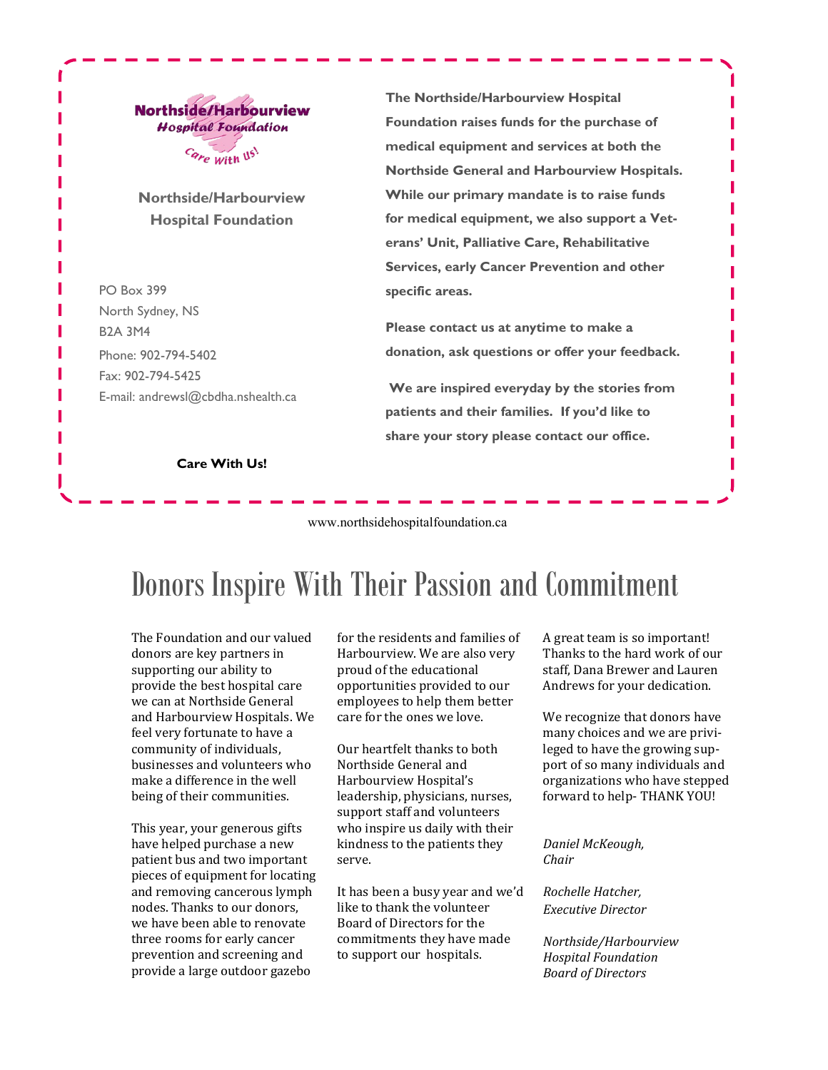**Northside/Harbourview Hospital Foundation**

*Care With Us!*

**Northside/Harbourview Hospital Foundation**

PO Box 399
North Sydney, NS
B2A 3M4
Phone: 902-794-5402
Fax: 902-794-5425
E-mail: andrewsl@cbdha.nshealth.ca

**Care With Us!**

**The Northside/Harbourview Hospital Foundation raises funds for the purchase of medical equipment and services at both the Northside General and Harbourview Hospitals. While our primary mandate is to raise funds for medical equipment, we also support a Veterans' Unit, Palliative Care, Rehabilitative Services, early Cancer Prevention and other specific areas.**

**Please contact us at anytime to make a donation, ask questions or offer your feedback.**

**We are inspired everyday by the stories from patients and their families. If you'd like to share your story please contact our office.**

www.northsidehospitalfoundation.ca

# Donors Inspire With Their Passion and Commitment

The Foundation and our valued donors are key partners in supporting our ability to provide the best hospital care we can at Northside General and Harbourview Hospitals. We feel very fortunate to have a community of individuals, businesses and volunteers who make a difference in the well being of their communities.

This year, your generous gifts have helped purchase a new patient bus and two important pieces of equipment for locating and removing cancerous lymph nodes. Thanks to our donors, we have been able to renovate three rooms for early cancer prevention and screening and provide a large outdoor gazebo for the residents and families of Harbourview. We are also very proud of the educational opportunities provided to our employees to help them better care for the ones we love.

Our heartfelt thanks to both Northside General and Harbourview Hospital's leadership, physicians, nurses, support staff and volunteers who inspire us daily with their kindness to the patients they serve.

It has been a busy year and we'd like to thank the volunteer Board of Directors for the commitments they have made to support our hospitals.

A great team is so important! Thanks to the hard work of our staff, Dana Brewer and Lauren Andrews for your dedication.

We recognize that donors have many choices and we are privileged to have the growing support of so many individuals and organizations who have stepped forward to help- THANK YOU!

*Daniel McKeough,*
*Chair*

*Rochelle Hatcher,*
*Executive Director*

*Northside/Harbourview*
*Hospital Foundation*
*Board of Directors*